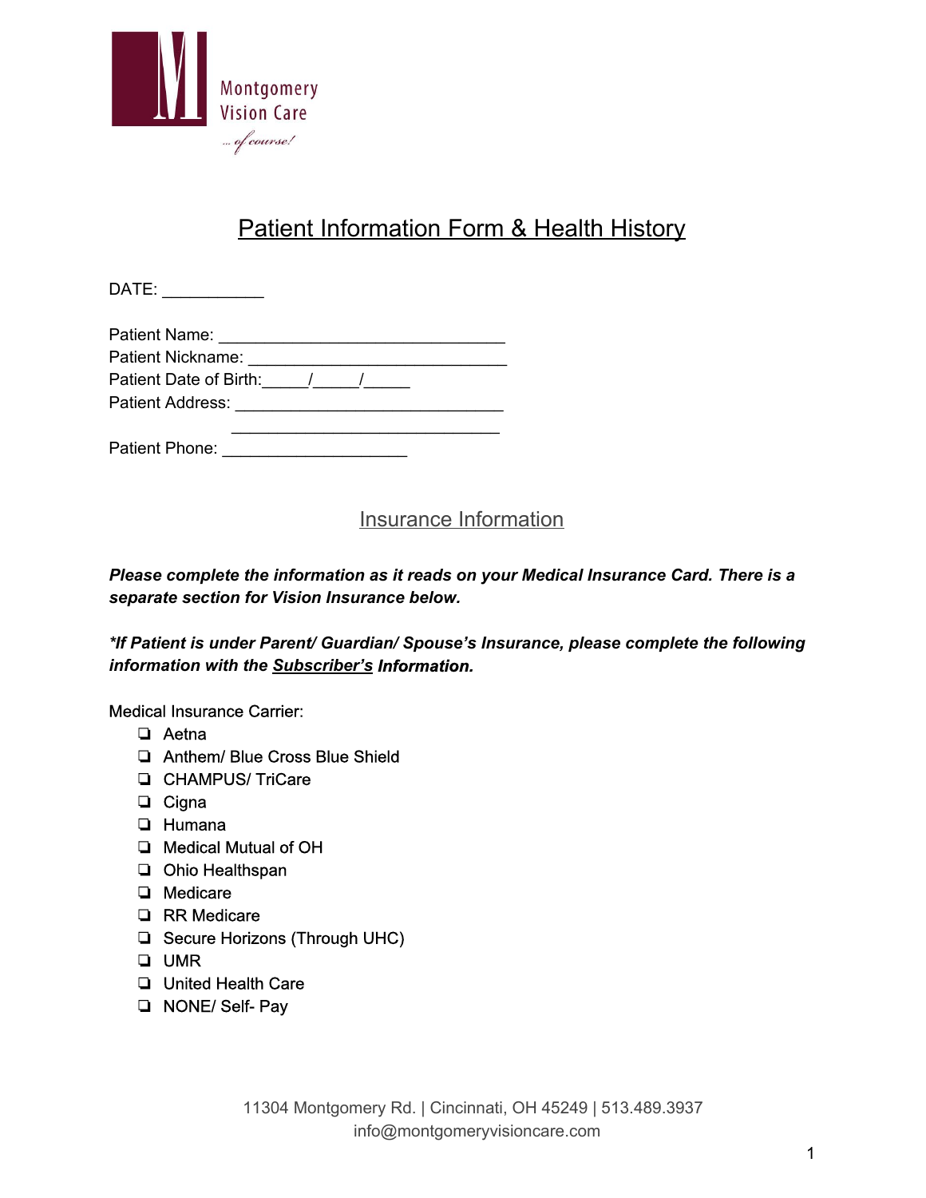Montgomery Vision Care

... of course!

# Patient Information Form & Health History

DATE: ___________

Patient Name: _______________________________
Patient Nickname: ____________________________
Patient Date of Birth:_____/_____/_____
Patient Address: _____________________________
_____________________________
Patient Phone: ____________________

## Insurance Information

***Please complete the information as it reads on your Medical Insurance Card. There is a separate section for Vision Insurance below.***

***\*If Patient is under Parent/ Guardian/ Spouse's Insurance, please complete the following information with the Subscriber's Information.***

Medical Insurance Carrier:

- ❏ Aetna
- ❏ Anthem/ Blue Cross Blue Shield
- ❏ CHAMPUS/ TriCare
- ❏ Cigna
- ❏ Humana
- ❏ Medical Mutual of OH
- ❏ Ohio Healthspan
- ❏ Medicare
- ❏ RR Medicare
- ❏ Secure Horizons (Through UHC)
- ❏ UMR
- ❏ United Health Care
- ❏ NONE/ Self- Pay

11304 Montgomery Rd. | Cincinnati, OH 45249 | 513.489.3937
info@montgomeryvisioncare.com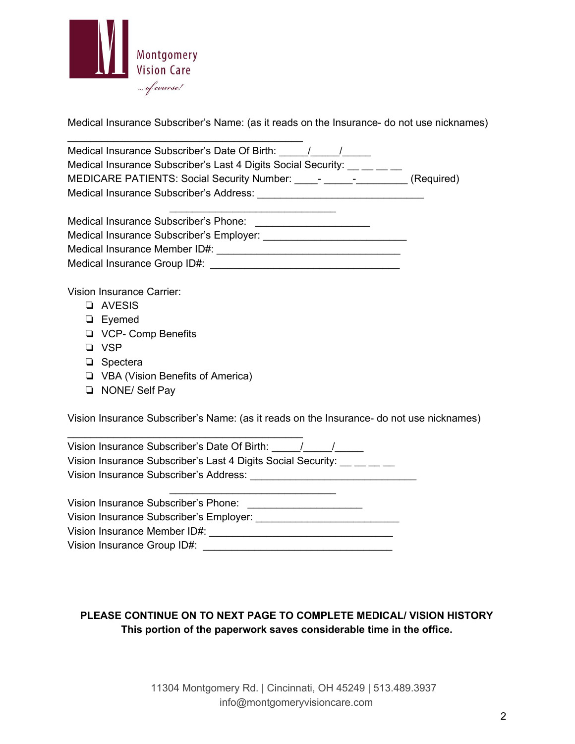Montgomery Vision Care

*... of course!*

Medical Insurance Subscriber's Name: (as it reads on the Insurance- do not use nicknames)

___________________________________________

Medical Insurance Subscriber's Date Of Birth: _____/_____/_____

Medical Insurance Subscriber's Last 4 Digits Social Security: __ __ __ __

MEDICARE PATIENTS: Social Security Number: ____- _____-_________ (Required)

Medical Insurance Subscriber's Address: ______________________________

______________________________

Medical Insurance Subscriber's Phone: ____________________

Medical Insurance Subscriber's Employer: _________________________

Medical Insurance Member ID#: _________________________________

Medical Insurance Group ID#: __________________________________

Vision Insurance Carrier:

- ❏ AVESIS
- ❏ Eyemed
- ❏ VCP- Comp Benefits
- ❏ VSP
- ❏ Spectera
- ❏ VBA (Vision Benefits of America)
- ❏ NONE/ Self Pay

Vision Insurance Subscriber's Name: (as it reads on the Insurance- do not use nicknames)

___________________________________________

Vision Insurance Subscriber's Date Of Birth: _____/_____/_____

Vision Insurance Subscriber's Last 4 Digits Social Security: __ __ __ __

Vision Insurance Subscriber's Address: ______________________________

______________________________

Vision Insurance Subscriber's Phone: ____________________

Vision Insurance Subscriber's Employer: _________________________

Vision Insurance Member ID#: _________________________________

Vision Insurance Group ID#: __________________________________

**PLEASE CONTINUE ON TO NEXT PAGE TO COMPLETE MEDICAL/ VISION HISTORY**
**This portion of the paperwork saves considerable time in the office.**

11304 Montgomery Rd. | Cincinnati, OH 45249 | 513.489.3937
info@montgomeryvisioncare.com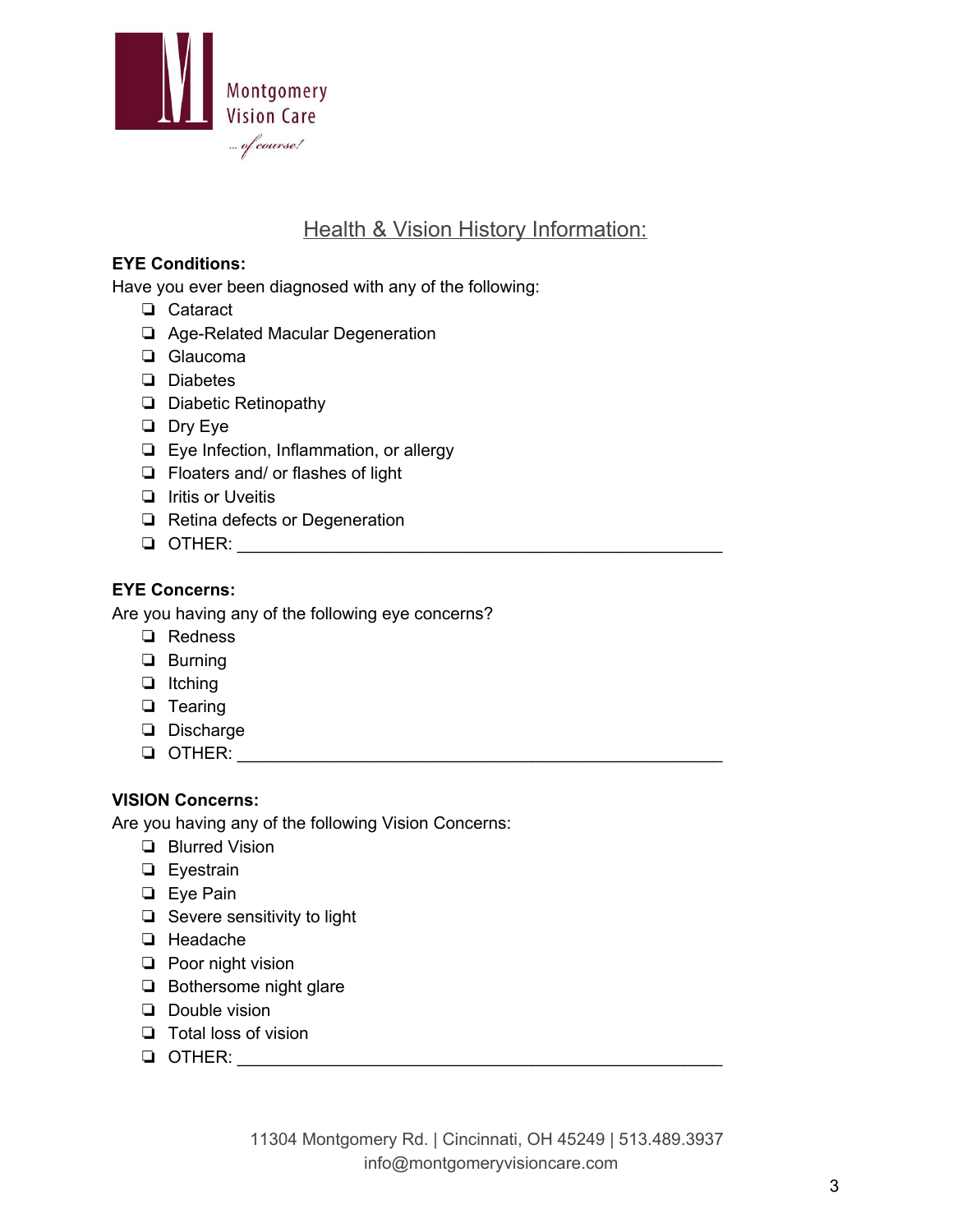Montgomery Vision Care

*...of course!*

## Health & Vision History Information:

**EYE Conditions:**

Have you ever been diagnosed with any of the following:

- ❏ Cataract
- ❏ Age-Related Macular Degeneration
- ❏ Glaucoma
- ❏ Diabetes
- ❏ Diabetic Retinopathy
- ❏ Dry Eye
- ❏ Eye Infection, Inflammation, or allergy
- ❏ Floaters and/ or flashes of light
- ❏ Iritis or Uveitis
- ❏ Retina defects or Degeneration
- ❏ OTHER: ____________________________________________________

**EYE Concerns:**

Are you having any of the following eye concerns?

- ❏ Redness
- ❏ Burning
- ❏ Itching
- ❏ Tearing
- ❏ Discharge
- ❏ OTHER: ____________________________________________________

**VISION Concerns:**

Are you having any of the following Vision Concerns:

- ❏ Blurred Vision
- ❏ Eyestrain
- ❏ Eye Pain
- ❏ Severe sensitivity to light
- ❏ Headache
- ❏ Poor night vision
- ❏ Bothersome night glare
- ❏ Double vision
- ❏ Total loss of vision
- ❏ OTHER: ____________________________________________________

11304 Montgomery Rd. | Cincinnati, OH 45249 | 513.489.3937
info@montgomeryvisioncare.com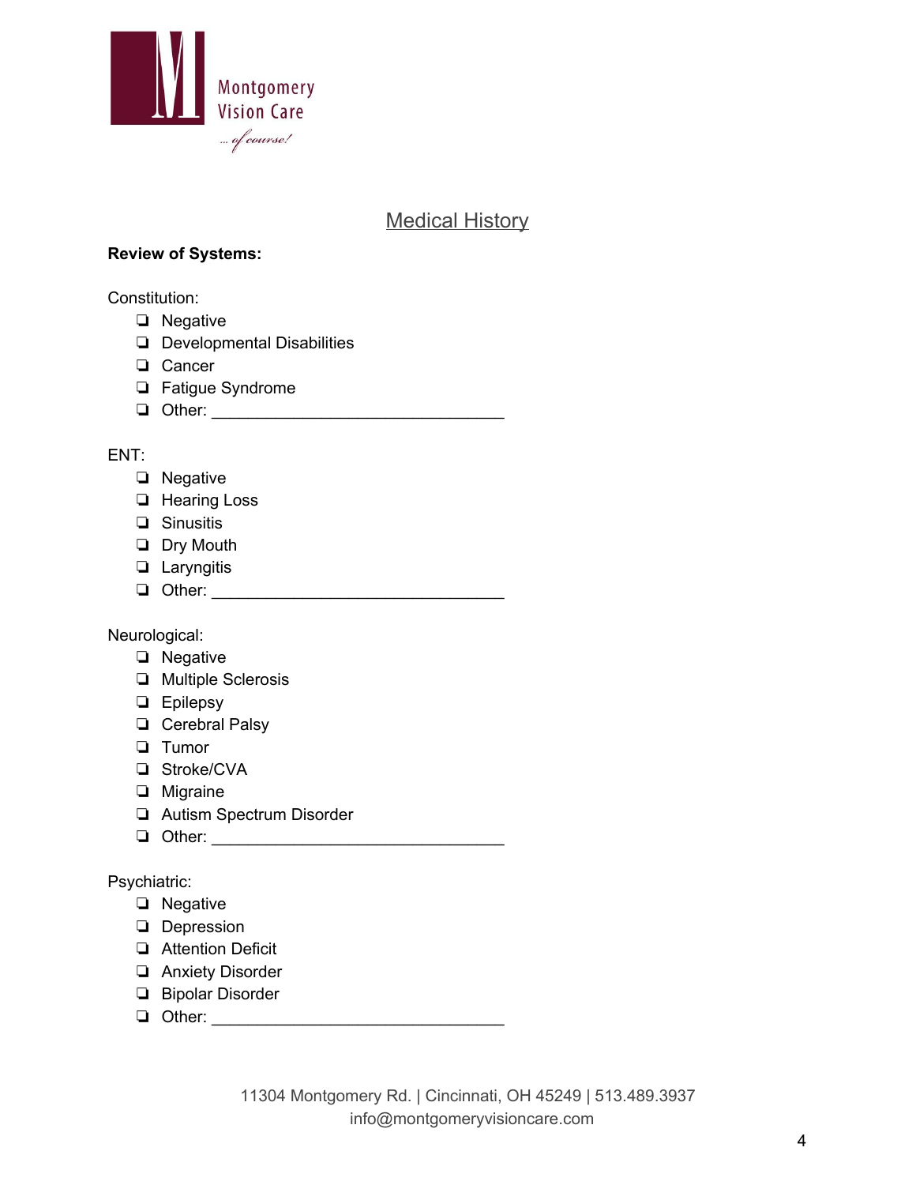Montgomery Vision Care
*...of course!*

## Medical History

**Review of Systems:**

Constitution:

- ❑ Negative
- ❑ Developmental Disabilities
- ❑ Cancer
- ❑ Fatigue Syndrome
- ❑ Other: ________________________________

ENT:

- ❑ Negative
- ❑ Hearing Loss
- ❑ Sinusitis
- ❑ Dry Mouth
- ❑ Laryngitis
- ❑ Other: ________________________________

Neurological:

- ❑ Negative
- ❑ Multiple Sclerosis
- ❑ Epilepsy
- ❑ Cerebral Palsy
- ❑ Tumor
- ❑ Stroke/CVA
- ❑ Migraine
- ❑ Autism Spectrum Disorder
- ❑ Other: ________________________________

Psychiatric:

- ❑ Negative
- ❑ Depression
- ❑ Attention Deficit
- ❑ Anxiety Disorder
- ❑ Bipolar Disorder
- ❑ Other: ________________________________

11304 Montgomery Rd. | Cincinnati, OH 45249 | 513.489.3937
info@montgomeryvisioncare.com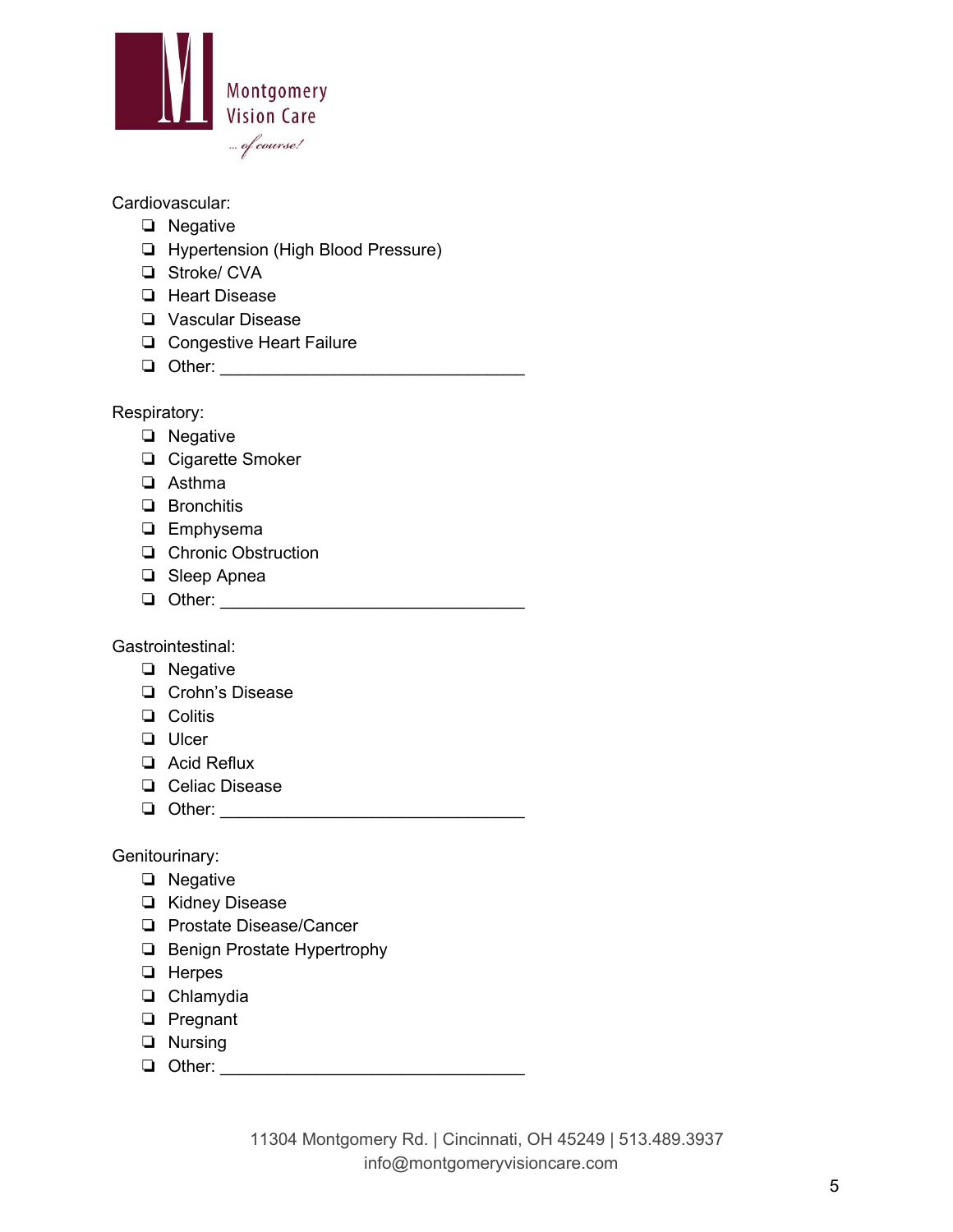Montgomery Vision Care

*...of course!*

Cardiovascular:

- ❏ Negative
- ❏ Hypertension (High Blood Pressure)
- ❏ Stroke/ CVA
- ❏ Heart Disease
- ❏ Vascular Disease
- ❏ Congestive Heart Failure
- ❏ Other: ________________________________

Respiratory:

- ❏ Negative
- ❏ Cigarette Smoker
- ❏ Asthma
- ❏ Bronchitis
- ❏ Emphysema
- ❏ Chronic Obstruction
- ❏ Sleep Apnea
- ❏ Other: ________________________________

Gastrointestinal:

- ❏ Negative
- ❏ Crohn's Disease
- ❏ Colitis
- ❏ Ulcer
- ❏ Acid Reflux
- ❏ Celiac Disease
- ❏ Other: ________________________________

Genitourinary:

- ❏ Negative
- ❏ Kidney Disease
- ❏ Prostate Disease/Cancer
- ❏ Benign Prostate Hypertrophy
- ❏ Herpes
- ❏ Chlamydia
- ❏ Pregnant
- ❏ Nursing
- ❏ Other: ________________________________

11304 Montgomery Rd. | Cincinnati, OH 45249 | 513.489.3937
info@montgomeryvisioncare.com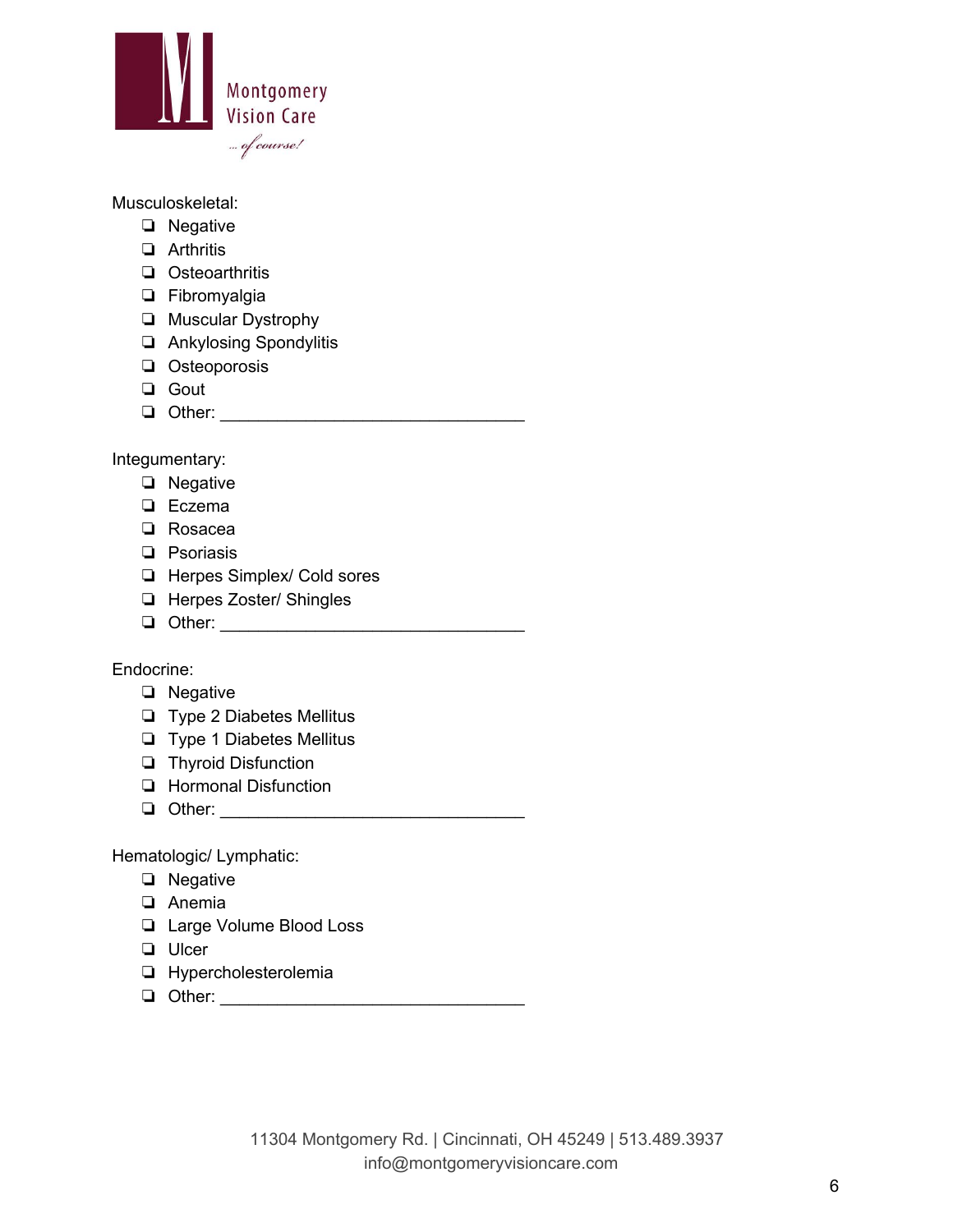Musculoskeletal:

- ❏ Negative
- ❏ Arthritis
- ❏ Osteoarthritis
- ❏ Fibromyalgia
- ❏ Muscular Dystrophy
- ❏ Ankylosing Spondylitis
- ❏ Osteoporosis
- ❏ Gout
- ❏ Other: ________________________________

Integumentary:

- ❏ Negative
- ❏ Eczema
- ❏ Rosacea
- ❏ Psoriasis
- ❏ Herpes Simplex/ Cold sores
- ❏ Herpes Zoster/ Shingles
- ❏ Other: ________________________________

Endocrine:

- ❏ Negative
- ❏ Type 2 Diabetes Mellitus
- ❏ Type 1 Diabetes Mellitus
- ❏ Thyroid Disfunction
- ❏ Hormonal Disfunction
- ❏ Other: ________________________________

Hematologic/ Lymphatic:

- ❏ Negative
- ❏ Anemia
- ❏ Large Volume Blood Loss
- ❏ Ulcer
- ❏ Hypercholesterolemia
- ❏ Other: ________________________________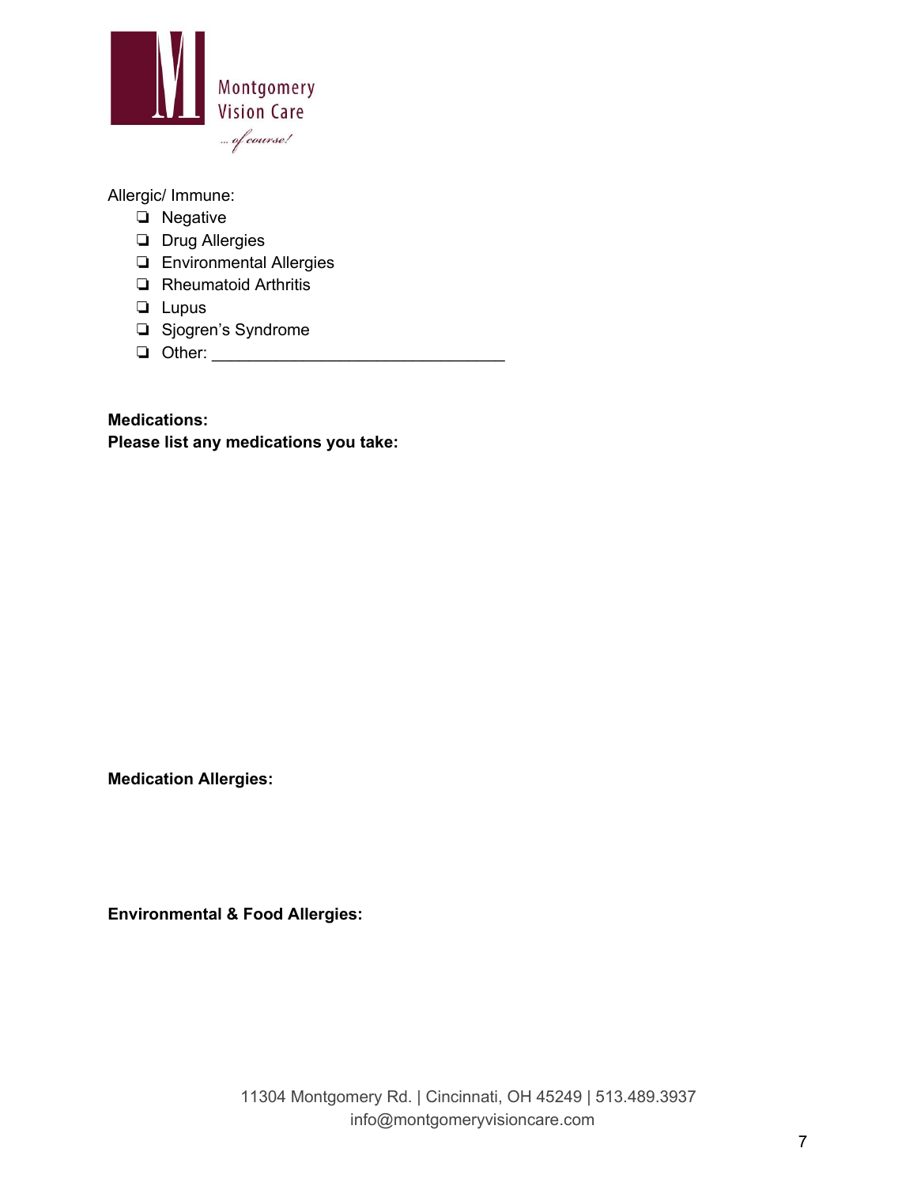Allergic/ Immune:

- ❏ Negative
- ❏ Drug Allergies
- ❏ Environmental Allergies
- ❏ Rheumatoid Arthritis
- ❏ Lupus
- ❏ Sjogren's Syndrome
- ❏ Other: _______________________________

**Medications:**
**Please list any medications you take:**

**Medication Allergies:**

**Environmental & Food Allergies:**

11304 Montgomery Rd. | Cincinnati, OH 45249 | 513.489.3937
info@montgomeryvisioncare.com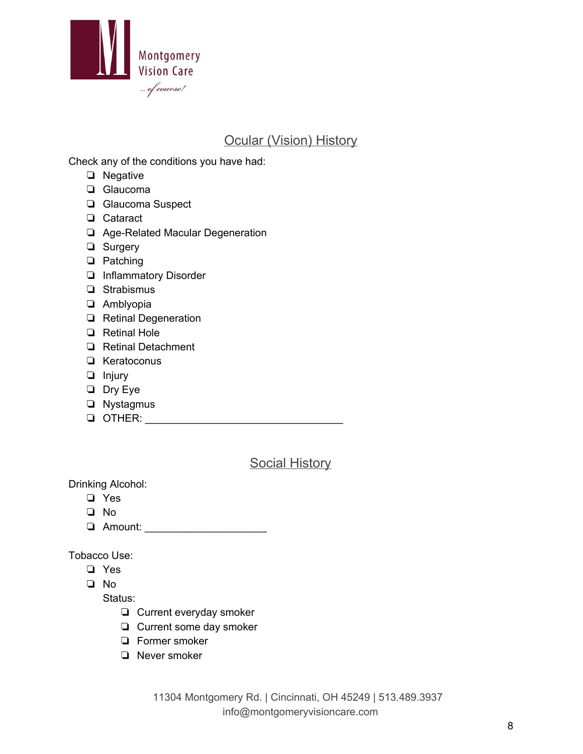Montgomery Vision Care

*... of course!*

## Ocular (Vision) History

Check any of the conditions you have had:

- ❏ Negative
- ❏ Glaucoma
- ❏ Glaucoma Suspect
- ❏ Cataract
- ❏ Age-Related Macular Degeneration
- ❏ Surgery
- ❏ Patching
- ❏ Inflammatory Disorder
- ❏ Strabismus
- ❏ Amblyopia
- ❏ Retinal Degeneration
- ❏ Retinal Hole
- ❏ Retinal Detachment
- ❏ Keratoconus
- ❏ Injury
- ❏ Dry Eye
- ❏ Nystagmus
- ❏ OTHER: _________________________________

## Social History

Drinking Alcohol:

- ❏ Yes
- ❏ No
- ❏ Amount: ____________________

Tobacco Use:

- ❏ Yes
- ❏ No

  Status:
  - ❏ Current everyday smoker
  - ❏ Current some day smoker
  - ❏ Former smoker
  - ❏ Never smoker

11304 Montgomery Rd. | Cincinnati, OH 45249 | 513.489.3937
info@montgomeryvisioncare.com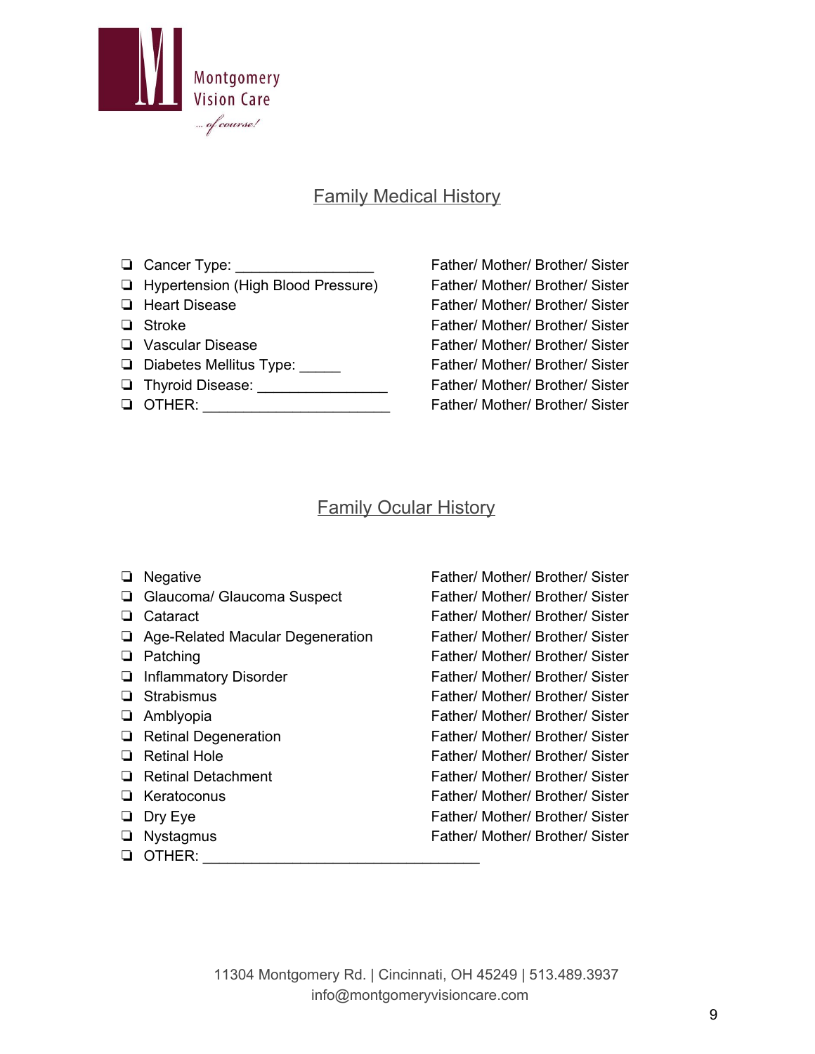Montgomery Vision Care

... of course!

## Family Medical History

- ❏ Cancer Type: _________________ Father/ Mother/ Brother/ Sister
- ❏ Hypertension (High Blood Pressure) Father/ Mother/ Brother/ Sister
- ❏ Heart Disease Father/ Mother/ Brother/ Sister
- ❏ Stroke Father/ Mother/ Brother/ Sister
- ❏ Vascular Disease Father/ Mother/ Brother/ Sister
- ❏ Diabetes Mellitus Type: _____ Father/ Mother/ Brother/ Sister
- ❏ Thyroid Disease: ________________ Father/ Mother/ Brother/ Sister
- ❏ OTHER: _______________________ Father/ Mother/ Brother/ Sister

## Family Ocular History

- ❏ Negative Father/ Mother/ Brother/ Sister
- ❏ Glaucoma/ Glaucoma Suspect Father/ Mother/ Brother/ Sister
- ❏ Cataract Father/ Mother/ Brother/ Sister
- ❏ Age-Related Macular Degeneration Father/ Mother/ Brother/ Sister
- ❏ Patching Father/ Mother/ Brother/ Sister
- ❏ Inflammatory Disorder Father/ Mother/ Brother/ Sister
- ❏ Strabismus Father/ Mother/ Brother/ Sister
- ❏ Amblyopia Father/ Mother/ Brother/ Sister
- ❏ Retinal Degeneration Father/ Mother/ Brother/ Sister
- ❏ Retinal Hole Father/ Mother/ Brother/ Sister
- ❏ Retinal Detachment Father/ Mother/ Brother/ Sister
- ❏ Keratoconus Father/ Mother/ Brother/ Sister
- ❏ Dry Eye Father/ Mother/ Brother/ Sister
- ❏ Nystagmus Father/ Mother/ Brother/ Sister
- ❏ OTHER: __________________________________

11304 Montgomery Rd. | Cincinnati, OH 45249 | 513.489.3937
info@montgomeryvisioncare.com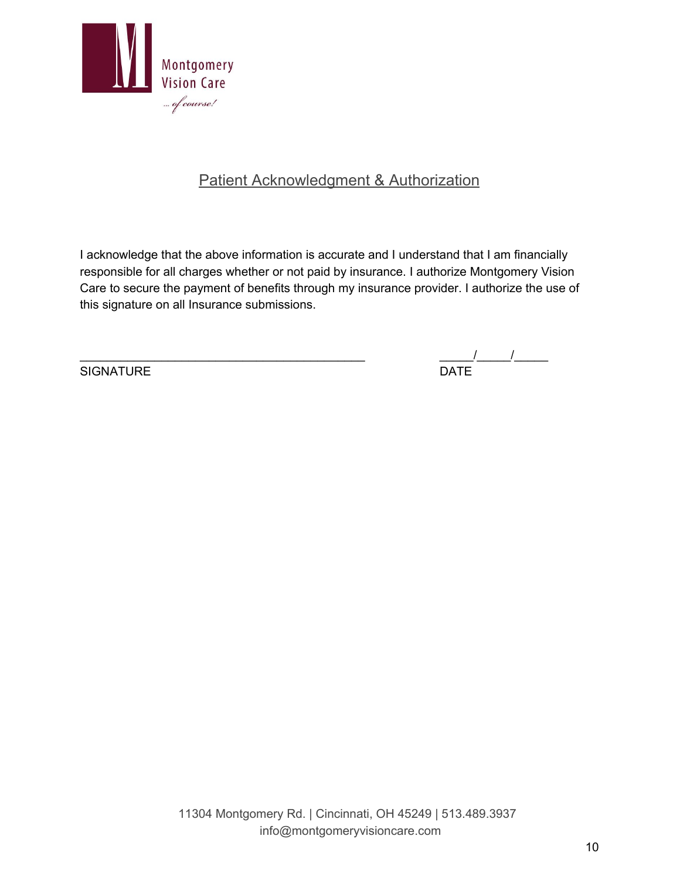Montgomery Vision Care

*... of course!*

## Patient Acknowledgment & Authorization

I acknowledge that the above information is accurate and I understand that I am financially responsible for all charges whether or not paid by insurance. I authorize Montgomery Vision Care to secure the payment of benefits through my insurance provider. I authorize the use of this signature on all Insurance submissions.

\_\_\_\_\_\_\_\_\_\_\_\_\_\_\_\_\_\_\_\_\_\_\_\_\_\_\_\_\_\_\_\_\_\_\_\_\_\_\_\_\_\_ &nbsp;&nbsp;&nbsp;&nbsp;&nbsp;&nbsp;&nbsp;&nbsp; \_\_\_\_\_/\_\_\_\_\_/\_\_\_\_\_

SIGNATURE &nbsp;&nbsp;&nbsp;&nbsp;&nbsp;&nbsp;&nbsp;&nbsp;&nbsp;&nbsp;&nbsp;&nbsp;&nbsp;&nbsp;&nbsp;&nbsp;&nbsp;&nbsp;&nbsp;&nbsp;&nbsp;&nbsp;&nbsp;&nbsp;&nbsp;&nbsp;&nbsp;&nbsp;&nbsp;&nbsp;&nbsp;&nbsp;&nbsp;&nbsp;&nbsp;&nbsp;&nbsp;&nbsp;&nbsp;&nbsp; DATE

11304 Montgomery Rd. | Cincinnati, OH 45249 | 513.489.3937
info@montgomeryvisioncare.com